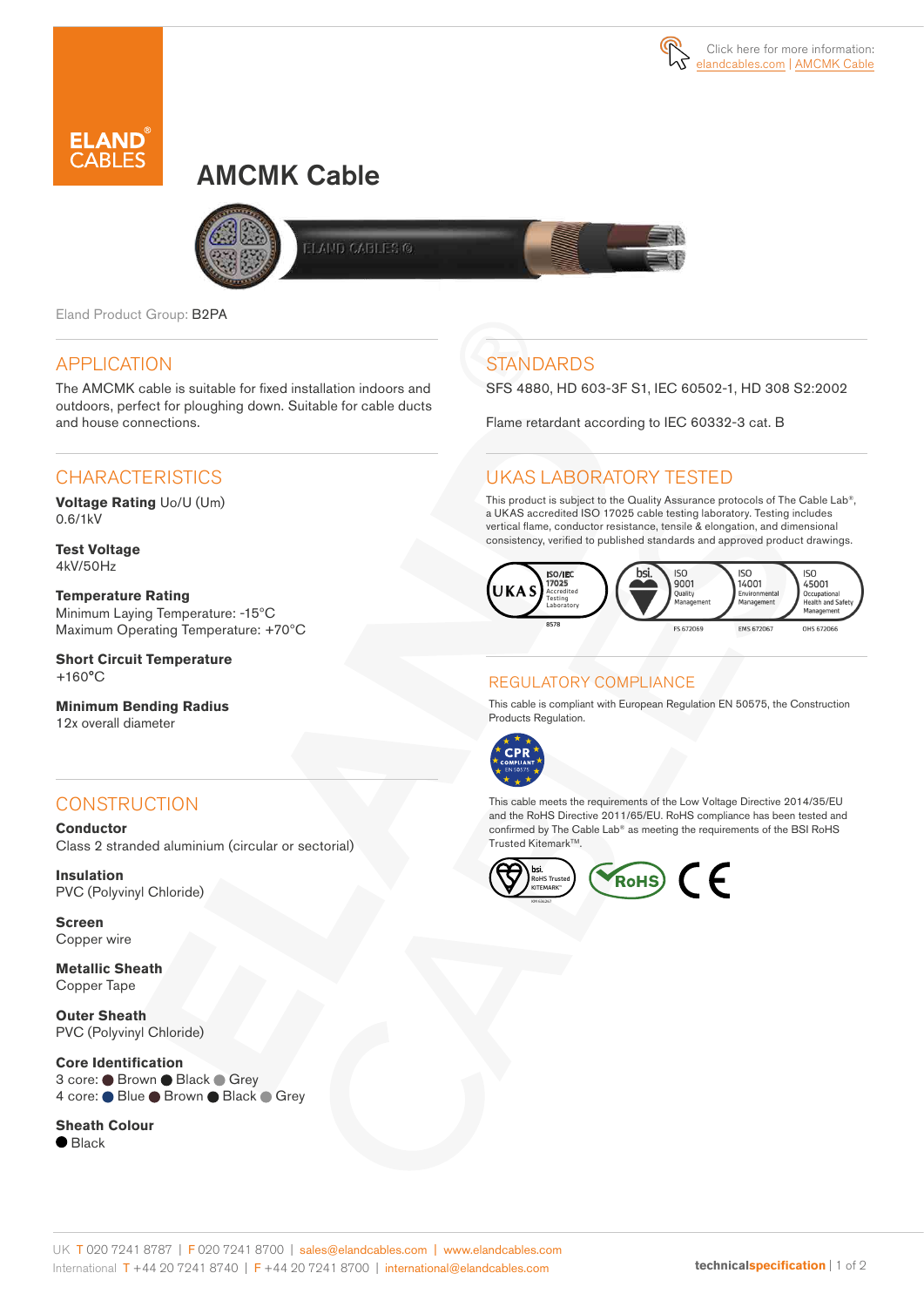Click here for more information: elandcables.com | AMCMK Cable

# AMCMK Cable

Eland Product Group: B2PA

## APPLICATION

The AMCMK cable is suitable for fixed installation indoors and outdoors, perfect for ploughing down. Suitable for cable ducts and house connections.

## CHARACTERISTICS

**Voltage Rating** Uo/U (Um)
0.6/1kV

**Test Voltage**
4kV/50Hz

**Temperature Rating**
Minimum Laying Temperature: -15°C
Maximum Operating Temperature: +70°C

**Short Circuit Temperature**
+160°C

**Minimum Bending Radius**
12x overall diameter

## CONSTRUCTION

**Conductor**
Class 2 stranded aluminium (circular or sectorial)

**Insulation**
PVC (Polyvinyl Chloride)

**Screen**
Copper wire

**Metallic Sheath**
Copper Tape

**Outer Sheath**
PVC (Polyvinyl Chloride)

**Core Identification**
3 core: ● Brown ● Black ● Grey
4 core: ● Blue ● Brown ● Black ● Grey

**Sheath Colour**
● Black

## STANDARDS

SFS 4880, HD 603-3F S1, IEC 60502-1, HD 308 S2:2002

Flame retardant according to IEC 60332-3 cat. B

## UKAS LABORATORY TESTED

This product is subject to the Quality Assurance protocols of The Cable Lab®, a UKAS accredited ISO 17025 cable testing laboratory. Testing includes vertical flame, conductor resistance, tensile & elongation, and dimensional consistency, verified to published standards and approved product drawings.

UKAS ISO/IEC 17025 Accredited Testing Laboratory 8578 | bsi. ISO 9001 Quality Management FS 672069 | ISO 14001 Environmental Management EMS 672067 | ISO 45001 Occupational Health and Safety Management OHS 672066

## REGULATORY COMPLIANCE

This cable is compliant with European Regulation EN 50575, the Construction Products Regulation.

CPR COMPLIANT EN 50575

This cable meets the requirements of the Low Voltage Directive 2014/35/EU and the RoHS Directive 2011/65/EU. RoHS compliance has been tested and confirmed by The Cable Lab® as meeting the requirements of the BSI RoHS Trusted Kitemark™.

bsi. RoHS Trusted KITEMARK™ | RoHS | CE

UK T 020 7241 8787 | F 020 7241 8700 | sales@elandcables.com | www.elandcables.com
International T +44 20 7241 8740 | F +44 20 7241 8700 | international@elandcables.com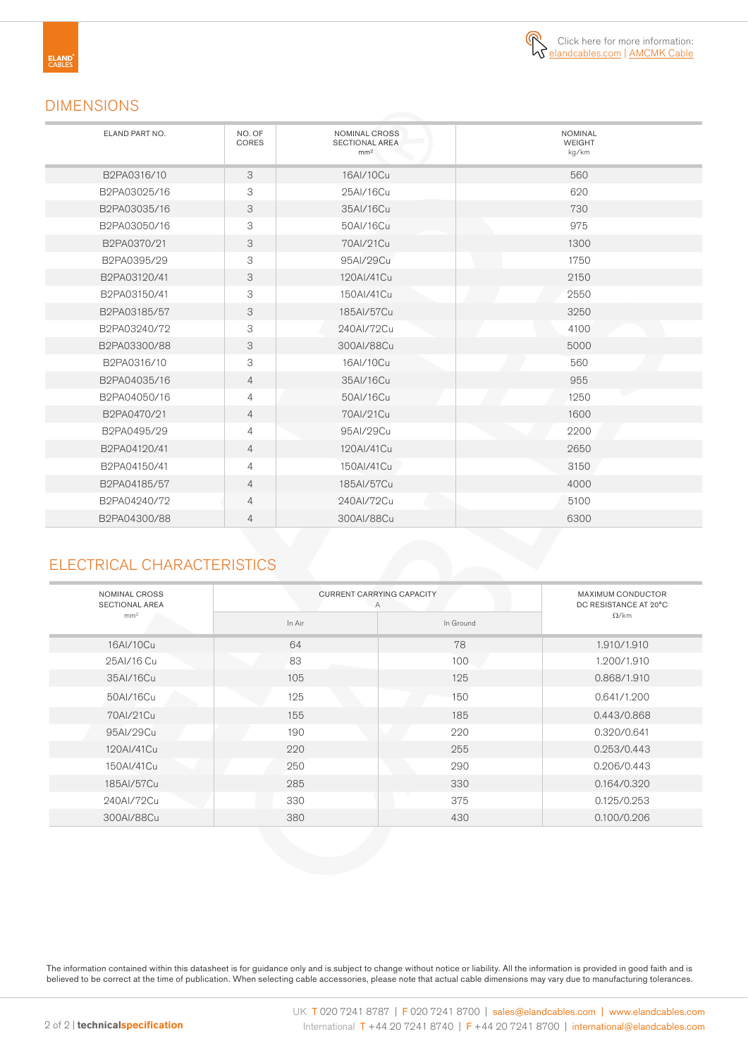Click here for more information: elandcables.com | AMCMK Cable

## DIMENSIONS

| ELAND PART NO. | NO. OF CORES | NOMINAL CROSS SECTIONAL AREA mm² | NOMINAL WEIGHT kg/km |
|---|---|---|---|
| B2PA0316/10 | 3 | 16Al/10Cu | 560 |
| B2PA03025/16 | 3 | 25Al/16Cu | 620 |
| B2PA03035/16 | 3 | 35Al/16Cu | 730 |
| B2PA03050/16 | 3 | 50Al/16Cu | 975 |
| B2PA0370/21 | 3 | 70Al/21Cu | 1300 |
| B2PA0395/29 | 3 | 95Al/29Cu | 1750 |
| B2PA03120/41 | 3 | 120Al/41Cu | 2150 |
| B2PA03150/41 | 3 | 150Al/41Cu | 2550 |
| B2PA03185/57 | 3 | 185Al/57Cu | 3250 |
| B2PA03240/72 | 3 | 240Al/72Cu | 4100 |
| B2PA03300/88 | 3 | 300Al/88Cu | 5000 |
| B2PA0316/10 | 3 | 16Al/10Cu | 560 |
| B2PA04035/16 | 4 | 35Al/16Cu | 955 |
| B2PA04050/16 | 4 | 50Al/16Cu | 1250 |
| B2PA0470/21 | 4 | 70Al/21Cu | 1600 |
| B2PA0495/29 | 4 | 95Al/29Cu | 2200 |
| B2PA04120/41 | 4 | 120Al/41Cu | 2650 |
| B2PA04150/41 | 4 | 150Al/41Cu | 3150 |
| B2PA04185/57 | 4 | 185Al/57Cu | 4000 |
| B2PA04240/72 | 4 | 240Al/72Cu | 5100 |
| B2PA04300/88 | 4 | 300Al/88Cu | 6300 |

## ELECTRICAL CHARACTERISTICS

| NOMINAL CROSS SECTIONAL AREA mm² | CURRENT CARRYING CAPACITY A | | MAXIMUM CONDUCTOR DC RESISTANCE AT 20°C Ω/km |
|---|---|---|---|
| | In Air | In Ground | |
| 16Al/10Cu | 64 | 78 | 1.910/1.910 |
| 25Al/16 Cu | 83 | 100 | 1.200/1.910 |
| 35Al/16Cu | 105 | 125 | 0.868/1.910 |
| 50Al/16Cu | 125 | 150 | 0.641/1.200 |
| 70Al/21Cu | 155 | 185 | 0.443/0.868 |
| 95Al/29Cu | 190 | 220 | 0.320/0.641 |
| 120Al/41Cu | 220 | 255 | 0.253/0.443 |
| 150Al/41Cu | 250 | 290 | 0.206/0.443 |
| 185Al/57Cu | 285 | 330 | 0.164/0.320 |
| 240Al/72Cu | 330 | 375 | 0.125/0.253 |
| 300Al/88Cu | 380 | 430 | 0.100/0.206 |

The information contained within this datasheet is for guidance only and is subject to change without notice or liability. All the information is provided in good faith and is believed to be correct at the time of publication. When selecting cable accessories, please note that actual cable dimensions may vary due to manufacturing tolerances.

UK T 020 7241 8787 | F 020 7241 8700 | sales@elandcables.com | www.elandcables.com
International T +44 20 7241 8740 | F +44 20 7241 8700 | international@elandcables.com